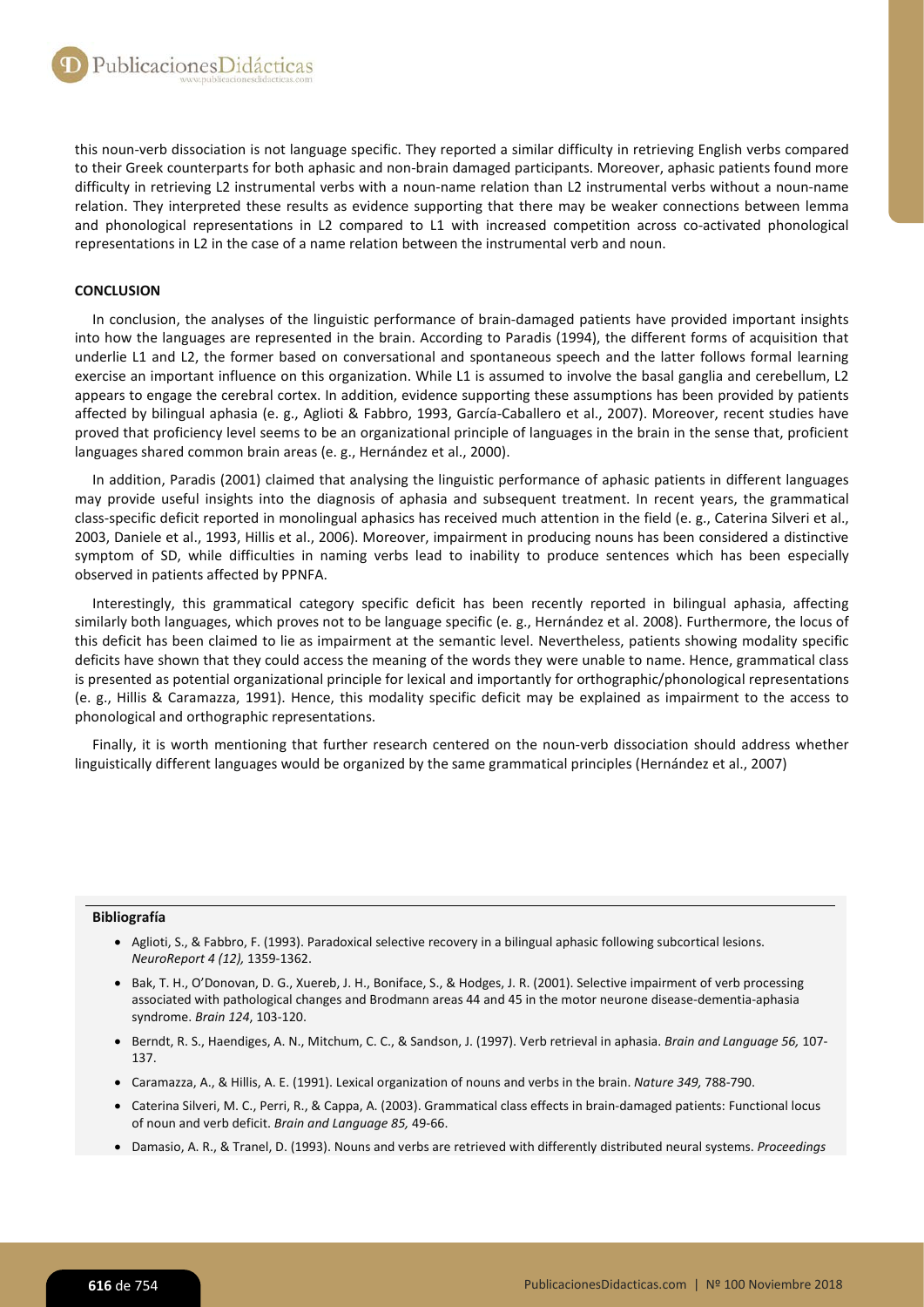this noun-verb dissociation is not language specific. They reported a similar difficulty in retrieving English verbs compared to their Greek counterparts for both aphasic and non-brain damaged participants. Moreover, aphasic patients found more difficulty in retrieving L2 instrumental verbs with a noun-name relation than L2 instrumental verbs without a noun-name relation. They interpreted these results as evidence supporting that there may be weaker connections between lemma and phonological representations in L2 compared to L1 with increased competition across co-activated phonological representations in L2 in the case of a name relation between the instrumental verb and noun.

## CONCLUSION

In conclusion, the analyses of the linguistic performance of brain-damaged patients have provided important insights into how the languages are represented in the brain. According to Paradis (1994), the different forms of acquisition that underlie L1 and L2, the former based on conversational and spontaneous speech and the latter follows formal learning exercise an important influence on this organization. While L1 is assumed to involve the basal ganglia and cerebellum, L2 appears to engage the cerebral cortex. In addition, evidence supporting these assumptions has been provided by patients affected by bilingual aphasia (e. g., Aglioti & Fabbro, 1993, García-Caballero et al., 2007). Moreover, recent studies have proved that proficiency level seems to be an organizational principle of languages in the brain in the sense that, proficient languages shared common brain areas (e. g., Hernández et al., 2000).

In addition, Paradis (2001) claimed that analysing the linguistic performance of aphasic patients in different languages may provide useful insights into the diagnosis of aphasia and subsequent treatment. In recent years, the grammatical class-specific deficit reported in monolingual aphasics has received much attention in the field (e. g., Caterina Silveri et al., 2003, Daniele et al., 1993, Hillis et al., 2006). Moreover, impairment in producing nouns has been considered a distinctive symptom of SD, while difficulties in naming verbs lead to inability to produce sentences which has been especially observed in patients affected by PPNFA.

Interestingly, this grammatical category specific deficit has been recently reported in bilingual aphasia, affecting similarly both languages, which proves not to be language specific (e. g., Hernández et al. 2008). Furthermore, the locus of this deficit has been claimed to lie as impairment at the semantic level. Nevertheless, patients showing modality specific deficits have shown that they could access the meaning of the words they were unable to name. Hence, grammatical class is presented as potential organizational principle for lexical and importantly for orthographic/phonological representations (e. g., Hillis & Caramazza, 1991). Hence, this modality specific deficit may be explained as impairment to the access to phonological and orthographic representations.

Finally, it is worth mentioning that further research centered on the noun-verb dissociation should address whether linguistically different languages would be organized by the same grammatical principles (Hernández et al., 2007)

### Bibliografía

- Aglioti, S., & Fabbro, F. (1993). Paradoxical selective recovery in a bilingual aphasic following subcortical lesions. *NeuroReport 4 (12),* 1359-1362.
- Bak, T. H., O'Donovan, D. G., Xuereb, J. H., Boniface, S., & Hodges, J. R. (2001). Selective impairment of verb processing associated with pathological changes and Brodmann areas 44 and 45 in the motor neurone disease-dementia-aphasia syndrome. *Brain 124*, 103-120.
- Berndt, R. S., Haendiges, A. N., Mitchum, C. C., & Sandson, J. (1997). Verb retrieval in aphasia. *Brain and Language 56,* 107-137.
- Caramazza, A., & Hillis, A. E. (1991). Lexical organization of nouns and verbs in the brain. *Nature 349,* 788-790.
- Caterina Silveri, M. C., Perri, R., & Cappa, A. (2003). Grammatical class effects in brain-damaged patients: Functional locus of noun and verb deficit. *Brain and Language 85,* 49-66.
- Damasio, A. R., & Tranel, D. (1993). Nouns and verbs are retrieved with differently distributed neural systems. *Proceedings*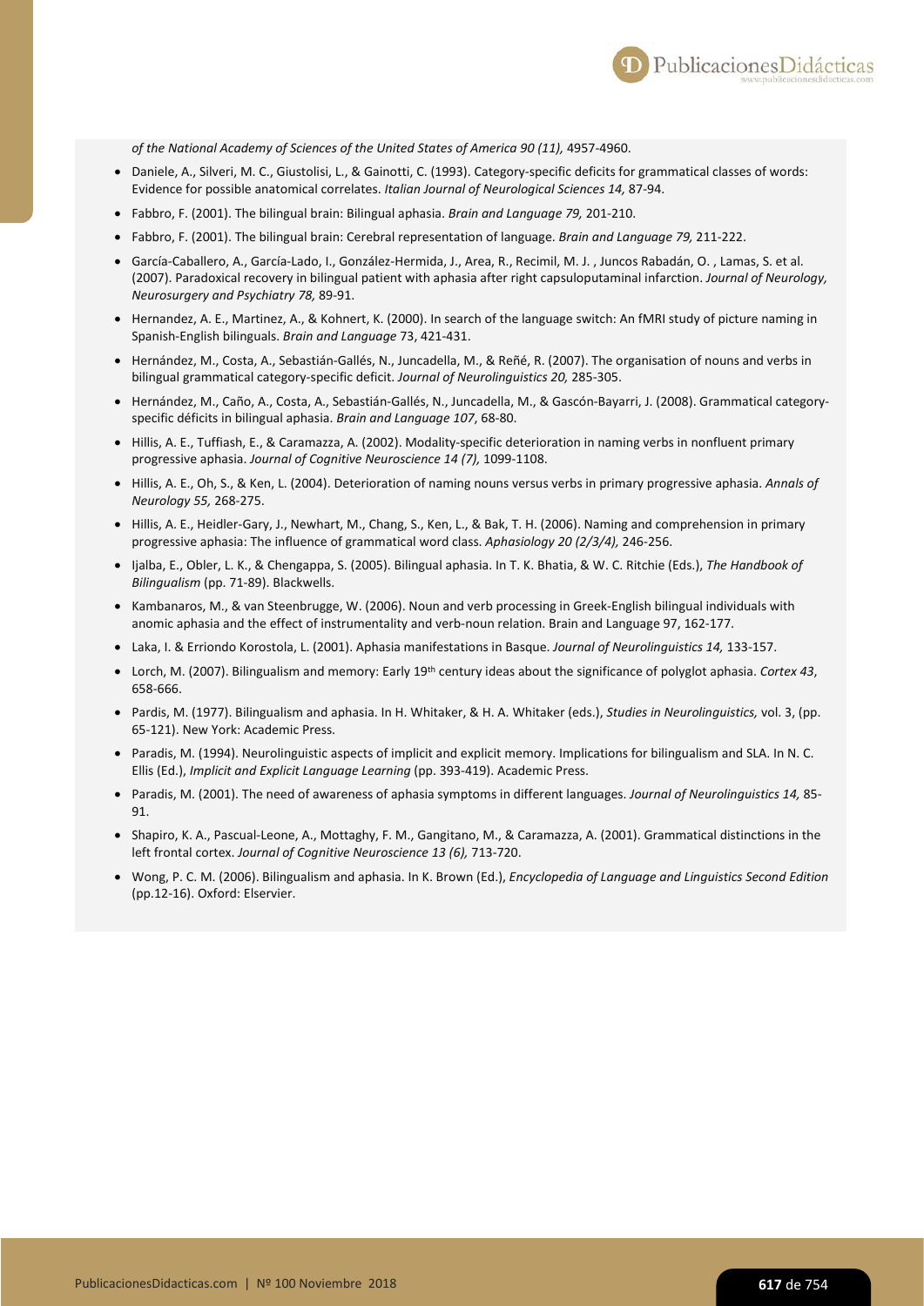*of the National Academy of Sciences of the United States of America 90 (11),* 4957-4960.

- Daniele, A., Silveri, M. C., Giustolisi, L., & Gainotti, C. (1993). Category-specific deficits for grammatical classes of words: Evidence for possible anatomical correlates. *Italian Journal of Neurological Sciences 14,* 87-94.
- Fabbro, F. (2001). The bilingual brain: Bilingual aphasia. *Brain and Language 79,* 201-210.
- Fabbro, F. (2001). The bilingual brain: Cerebral representation of language. *Brain and Language 79,* 211-222.
- García-Caballero, A., García-Lado, I., González-Hermida, J., Area, R., Recimil, M. J. , Juncos Rabadán, O. , Lamas, S. et al. (2007). Paradoxical recovery in bilingual patient with aphasia after right capsuloputaminal infarction. *Journal of Neurology, Neurosurgery and Psychiatry 78,* 89-91.
- Hernandez, A. E., Martinez, A., & Kohnert, K. (2000). In search of the language switch: An fMRI study of picture naming in Spanish-English bilinguals. *Brain and Language* 73, 421-431.
- Hernández, M., Costa, A., Sebastián-Gallés, N., Juncadella, M., & Reñé, R. (2007). The organisation of nouns and verbs in bilingual grammatical category-specific deficit. *Journal of Neurolinguistics 20,* 285-305.
- Hernández, M., Caño, A., Costa, A., Sebastián-Gallés, N., Juncadella, M., & Gascón-Bayarri, J. (2008). Grammatical category-specific déficits in bilingual aphasia. *Brain and Language 107,* 68-80.
- Hillis, A. E., Tuffiash, E., & Caramazza, A. (2002). Modality-specific deterioration in naming verbs in nonfluent primary progressive aphasia. *Journal of Cognitive Neuroscience 14 (7),* 1099-1108.
- Hillis, A. E., Oh, S., & Ken, L. (2004). Deterioration of naming nouns versus verbs in primary progressive aphasia. *Annals of Neurology 55,* 268-275.
- Hillis, A. E., Heidler-Gary, J., Newhart, M., Chang, S., Ken, L., & Bak, T. H. (2006). Naming and comprehension in primary progressive aphasia: The influence of grammatical word class. *Aphasiology 20 (2/3/4),* 246-256.
- Ijalba, E., Obler, L. K., & Chengappa, S. (2005). Bilingual aphasia. In T. K. Bhatia, & W. C. Ritchie (Eds.), *The Handbook of Bilingualism* (pp. 71-89). Blackwells.
- Kambanaros, M., & van Steenbrugge, W. (2006). Noun and verb processing in Greek-English bilingual individuals with anomic aphasia and the effect of instrumentality and verb-noun relation. Brain and Language 97, 162-177.
- Laka, I. & Erriondo Korostola, L. (2001). Aphasia manifestations in Basque. *Journal of Neurolinguistics 14,* 133-157.
- Lorch, M. (2007). Bilingualism and memory: Early 19th century ideas about the significance of polyglot aphasia. *Cortex 43*, 658-666.
- Pardis, M. (1977). Bilingualism and aphasia. In H. Whitaker, & H. A. Whitaker (eds.), *Studies in Neurolinguistics,* vol. 3, (pp. 65-121). New York: Academic Press.
- Paradis, M. (1994). Neurolinguistic aspects of implicit and explicit memory. Implications for bilingualism and SLA. In N. C. Ellis (Ed.), *Implicit and Explicit Language Learning* (pp. 393-419). Academic Press.
- Paradis, M. (2001). The need of awareness of aphasia symptoms in different languages. *Journal of Neurolinguistics 14,* 85-91.
- Shapiro, K. A., Pascual-Leone, A., Mottaghy, F. M., Gangitano, M., & Caramazza, A. (2001). Grammatical distinctions in the left frontal cortex. *Journal of Cognitive Neuroscience 13 (6),* 713-720.
- Wong, P. C. M. (2006). Bilingualism and aphasia. In K. Brown (Ed.), *Encyclopedia of Language and Linguistics Second Edition* (pp.12-16). Oxford: Elservier.